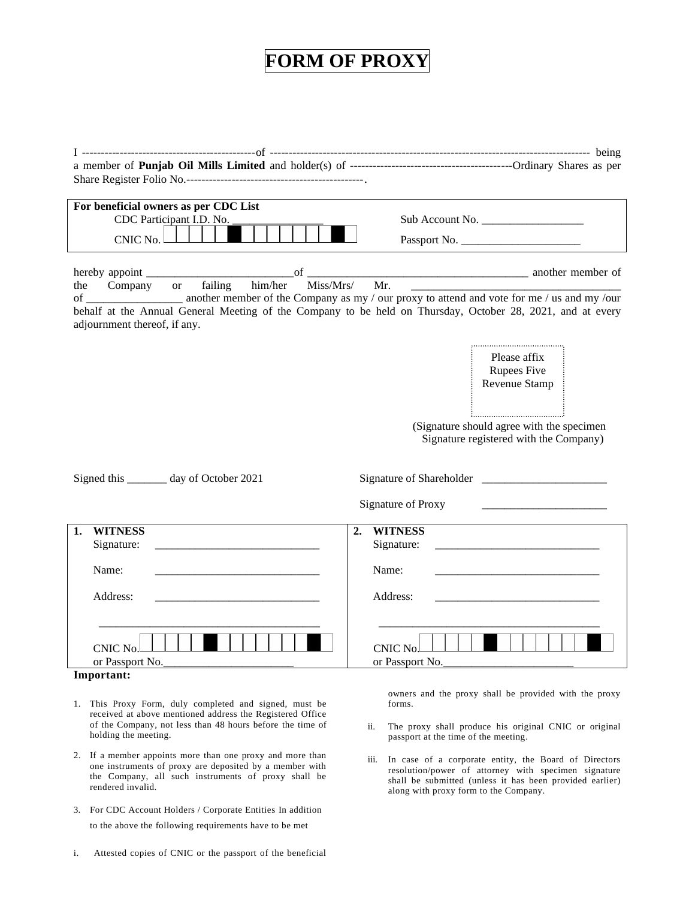# FORM OF PROXY

I ----------------------------------------------of ------------------------------------------------------------------------------------ being a member of **Punjab Oil Mills Limited** and holder(s) of -------------------------------------------Ordinary Shares as per Share Register Folio No.-----------------------------------------------.

| **For beneficial owners as per CDC List** | |
|---|---|
| CDC Participant I.D. No. ________________ | Sub Account No. __________________ |
| CNIC No. | Passport No. ______________________ |

hereby appoint ___________________________of ________________________________________ another member of the Company or failing him/her Miss/Mrs/ Mr. ______________________________________ of _________________ another member of the Company as my / our proxy to attend and vote for me / us and my /our behalf at the Annual General Meeting of the Company to be held on Thursday, October 28, 2021, and at every adjournment thereof, if any.

Please affix
Rupees Five
Revenue Stamp

(Signature should agree with the specimen Signature registered with the Company)

Signed this _______ day of October 2021

Signature of Shareholder ______________________

Signature of Proxy ______________________

| **1. WITNESS** | **2. WITNESS** |
|---|---|
| Signature: ______________________________ | Signature: ______________________________ |
| Name: ______________________________ | Name: ______________________________ |
| Address: ______________________________ | Address: ______________________________ |
| ________________________________________ | ________________________________________ |
| CNIC No. | CNIC No. |
| or Passport No.________________________ | or Passport No.________________________ |

**Important:**

1. This Proxy Form, duly completed and signed, must be received at above mentioned address the Registered Office of the Company, not less than 48 hours before the time of holding the meeting.

2. If a member appoints more than one proxy and more than one instruments of proxy are deposited by a member with the Company, all such instruments of proxy shall be rendered invalid.

3. For CDC Account Holders / Corporate Entities In addition to the above the following requirements have to be met

   i. Attested copies of CNIC or the passport of the beneficial owners and the proxy shall be provided with the proxy forms.

   ii. The proxy shall produce his original CNIC or original passport at the time of the meeting.

   iii. In case of a corporate entity, the Board of Directors resolution/power of attorney with specimen signature shall be submitted (unless it has been provided earlier) along with proxy form to the Company.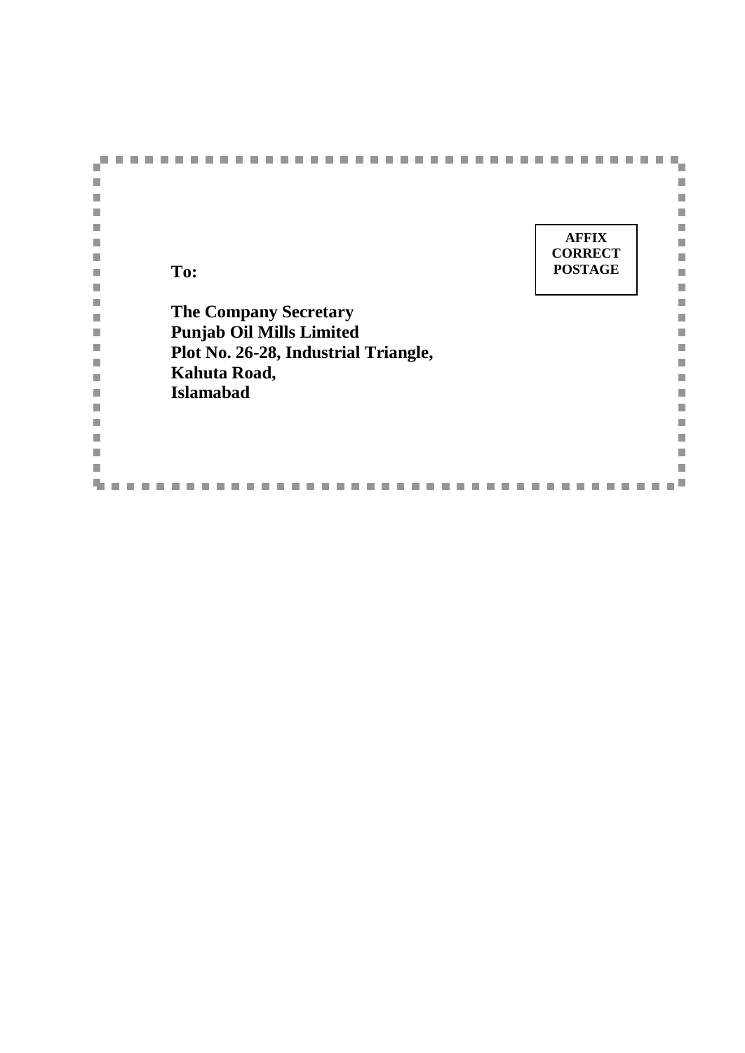**AFFIX CORRECT POSTAGE**

**To:**

**The Company Secretary**
**Punjab Oil Mills Limited**
**Plot No. 26-28, Industrial Triangle,**
**Kahuta Road,**
**Islamabad**